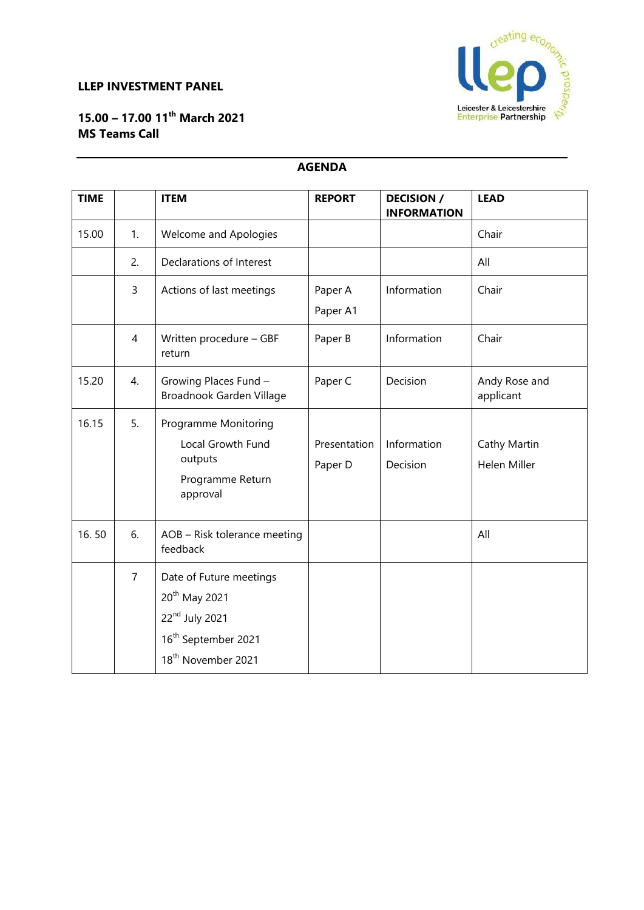**LLEP INVESTMENT PANEL**

**15.00 – 17.00 11th March 2021**
**MS Teams Call**

## AGENDA

| TIME | | ITEM | REPORT | DECISION / INFORMATION | LEAD |
|---|---|---|---|---|---|
| 15.00 | 1. | Welcome and Apologies | | | Chair |
| | 2. | Declarations of Interest | | | All |
| | 3 | Actions of last meetings | Paper A<br>Paper A1 | Information | Chair |
| | 4 | Written procedure – GBF return | Paper B | Information | Chair |
| 15.20 | 4. | Growing Places Fund – Broadnook Garden Village | Paper C | Decision | Andy Rose and applicant |
| 16.15 | 5. | Programme Monitoring<br>Local Growth Fund outputs<br>Programme Return approval | Presentation<br>Paper D | Information<br>Decision | Cathy Martin<br>Helen Miller |
| 16. 50 | 6. | AOB – Risk tolerance meeting feedback | | | All |
| | 7 | Date of Future meetings<br>20th May 2021<br>22nd July 2021<br>16th September 2021<br>18th November 2021 | | | |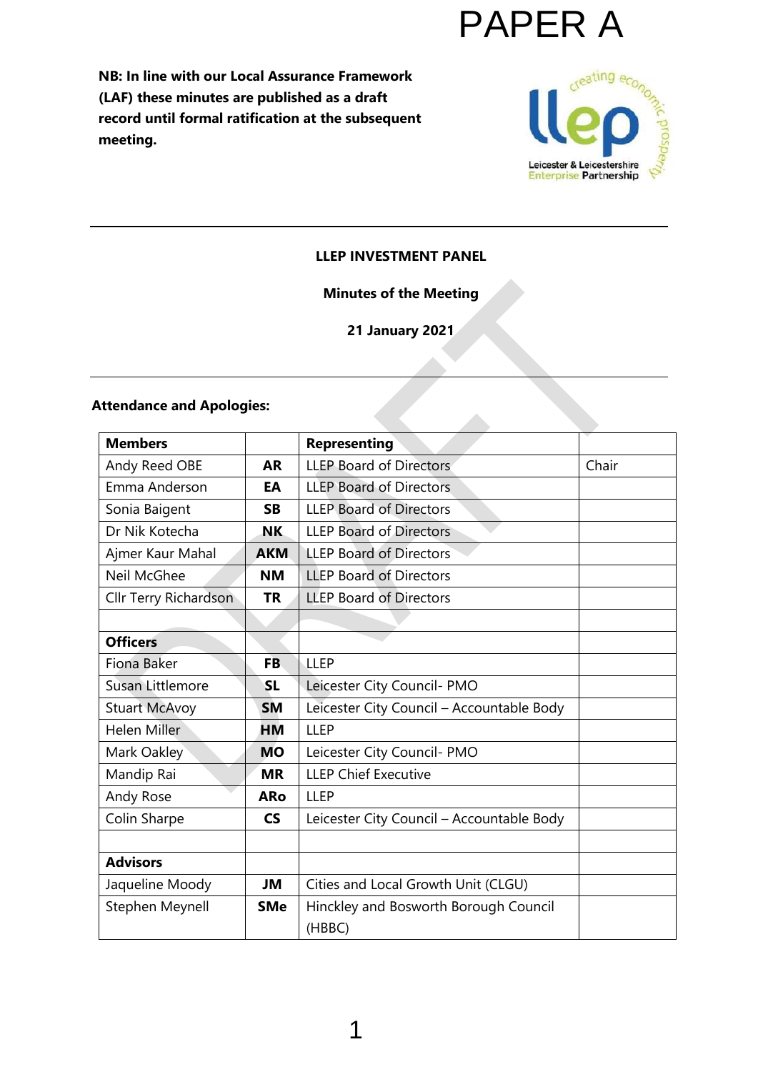PAPER A

**NB: In line with our Local Assurance Framework (LAF) these minutes are published as a draft record until formal ratification at the subsequent meeting.**

**LLEP INVESTMENT PANEL**

**Minutes of the Meeting**

**21 January 2021**

**Attendance and Apologies:**

| Members | | Representing | |
|---|---|---|---|
| Andy Reed OBE | **AR** | LLEP Board of Directors | Chair |
| Emma Anderson | **EA** | LLEP Board of Directors | |
| Sonia Baigent | **SB** | LLEP Board of Directors | |
| Dr Nik Kotecha | **NK** | LLEP Board of Directors | |
| Ajmer Kaur Mahal | **AKM** | LLEP Board of Directors | |
| Neil McGhee | **NM** | LLEP Board of Directors | |
| Cllr Terry Richardson | **TR** | LLEP Board of Directors | |
| | | | |
| **Officers** | | | |
| Fiona Baker | **FB** | LLEP | |
| Susan Littlemore | **SL** | Leicester City Council- PMO | |
| Stuart McAvoy | **SM** | Leicester City Council – Accountable Body | |
| Helen Miller | **HM** | LLEP | |
| Mark Oakley | **MO** | Leicester City Council- PMO | |
| Mandip Rai | **MR** | LLEP Chief Executive | |
| Andy Rose | **ARo** | LLEP | |
| Colin Sharpe | **CS** | Leicester City Council – Accountable Body | |
| | | | |
| **Advisors** | | | |
| Jaqueline Moody | **JM** | Cities and Local Growth Unit (CLGU) | |
| Stephen Meynell | **SMe** | Hinckley and Bosworth Borough Council (HBBC) | |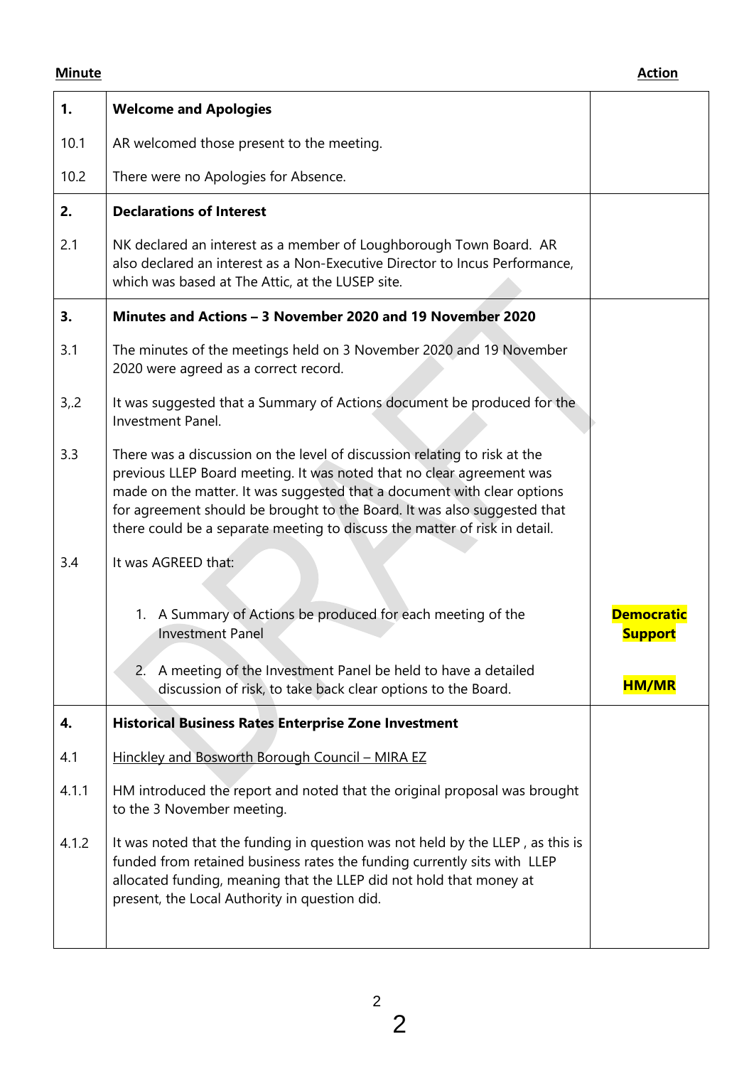| Minute | | Action |
|---|---|---|
| **1.** | **Welcome and Apologies** | |
| 10.1 | AR welcomed those present to the meeting. | |
| 10.2 | There were no Apologies for Absence. | |
| **2.** | **Declarations of Interest** | |
| 2.1 | NK declared an interest as a member of Loughborough Town Board. AR also declared an interest as a Non-Executive Director to Incus Performance, which was based at The Attic, at the LUSEP site. | |
| **3.** | **Minutes and Actions – 3 November 2020 and 19 November 2020** | |
| 3.1 | The minutes of the meetings held on 3 November 2020 and 19 November 2020 were agreed as a correct record. | |
| 3,.2 | It was suggested that a Summary of Actions document be produced for the Investment Panel. | |
| 3.3 | There was a discussion on the level of discussion relating to risk at the previous LLEP Board meeting. It was noted that no clear agreement was made on the matter. It was suggested that a document with clear options for agreement should be brought to the Board. It was also suggested that there could be a separate meeting to discuss the matter of risk in detail. | |
| 3.4 | It was AGREED that: | |
| | 1. A Summary of Actions be produced for each meeting of the Investment Panel | **Democratic Support** |
| | 2. A meeting of the Investment Panel be held to have a detailed discussion of risk, to take back clear options to the Board. | **HM/MR** |
| **4.** | **Historical Business Rates Enterprise Zone Investment** | |
| 4.1 | Hinckley and Bosworth Borough Council – MIRA EZ | |
| 4.1.1 | HM introduced the report and noted that the original proposal was brought to the 3 November meeting. | |
| 4.1.2 | It was noted that the funding in question was not held by the LLEP , as this is funded from retained business rates the funding currently sits with LLEP allocated funding, meaning that the LLEP did not hold that money at present, the Local Authority in question did. | |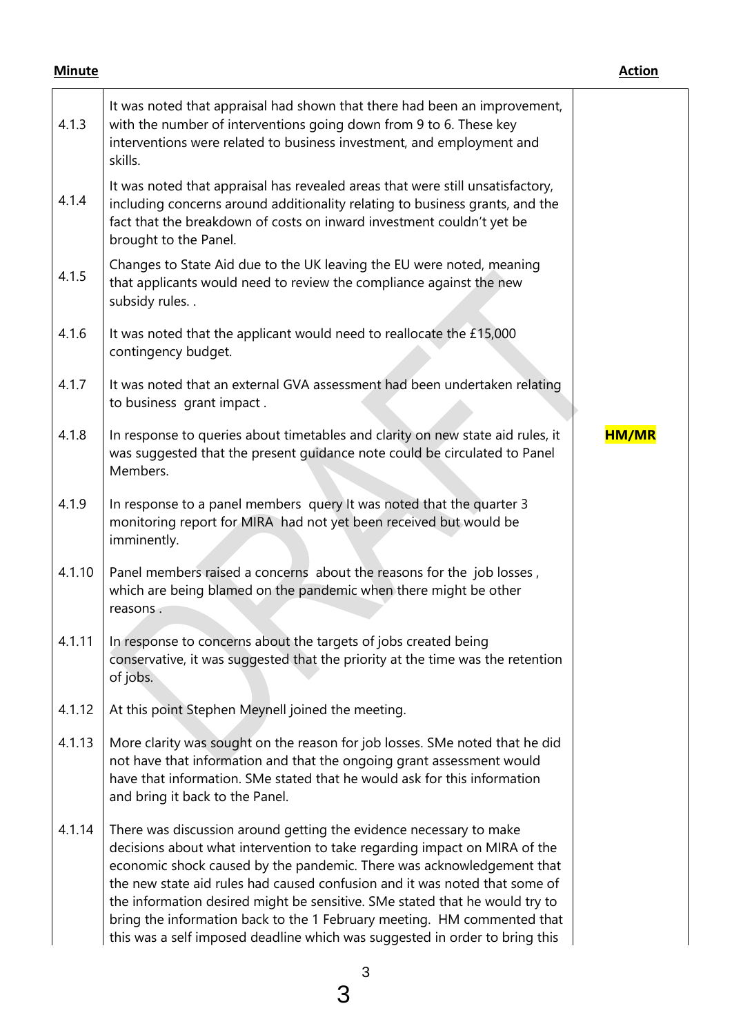| Minute | | Action |
|---|---|---|
| 4.1.3 | It was noted that appraisal had shown that there had been an improvement, with the number of interventions going down from 9 to 6. These key interventions were related to business investment, and employment and skills. | |
| 4.1.4 | It was noted that appraisal has revealed areas that were still unsatisfactory, including concerns around additionality relating to business grants, and the fact that the breakdown of costs on inward investment couldn't yet be brought to the Panel. | |
| 4.1.5 | Changes to State Aid due to the UK leaving the EU were noted, meaning that applicants would need to review the compliance against the new subsidy rules. . | |
| 4.1.6 | It was noted that the applicant would need to reallocate the £15,000 contingency budget. | |
| 4.1.7 | It was noted that an external GVA assessment had been undertaken relating to business grant impact . | |
| 4.1.8 | In response to queries about timetables and clarity on new state aid rules, it was suggested that the present guidance note could be circulated to Panel Members. | **HM/MR** |
| 4.1.9 | In response to a panel members query It was noted that the quarter 3 monitoring report for MIRA had not yet been received but would be imminently. | |
| 4.1.10 | Panel members raised a concerns about the reasons for the job losses , which are being blamed on the pandemic when there might be other reasons . | |
| 4.1.11 | In response to concerns about the targets of jobs created being conservative, it was suggested that the priority at the time was the retention of jobs. | |
| 4.1.12 | At this point Stephen Meynell joined the meeting. | |
| 4.1.13 | More clarity was sought on the reason for job losses. SMe noted that he did not have that information and that the ongoing grant assessment would have that information. SMe stated that he would ask for this information and bring it back to the Panel. | |
| 4.1.14 | There was discussion around getting the evidence necessary to make decisions about what intervention to take regarding impact on MIRA of the economic shock caused by the pandemic. There was acknowledgement that the new state aid rules had caused confusion and it was noted that some of the information desired might be sensitive. SMe stated that he would try to bring the information back to the 1 February meeting. HM commented that this was a self imposed deadline which was suggested in order to bring this | |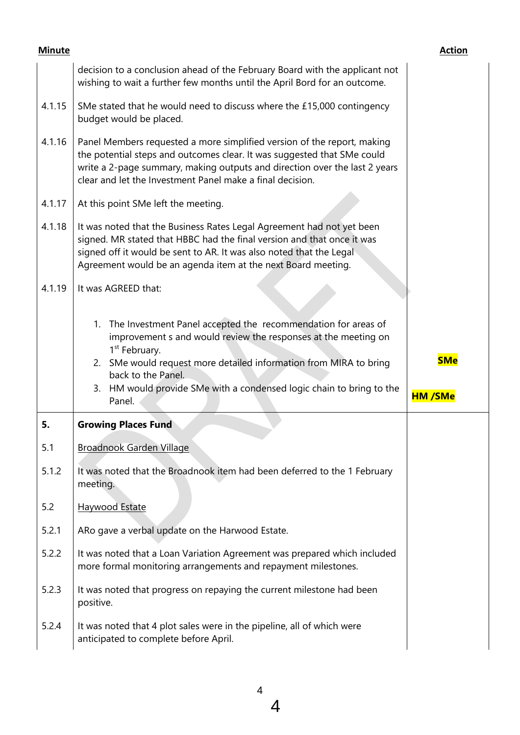| Minute | | Action |
|---|---|---|
| | decision to a conclusion ahead of the February Board with the applicant not wishing to wait a further few months until the April Bord for an outcome. | |
| 4.1.15 | SMe stated that he would need to discuss where the £15,000 contingency budget would be placed. | |
| 4.1.16 | Panel Members requested a more simplified version of the report, making the potential steps and outcomes clear. It was suggested that SMe could write a 2-page summary, making outputs and direction over the last 2 years clear and let the Investment Panel make a final decision. | |
| 4.1.17 | At this point SMe left the meeting. | |
| 4.1.18 | It was noted that the Business Rates Legal Agreement had not yet been signed. MR stated that HBBC had the final version and that once it was signed off it would be sent to AR. It was also noted that the Legal Agreement would be an agenda item at the next Board meeting. | |
| 4.1.19 | It was AGREED that: | |
| | 1. The Investment Panel accepted the recommendation for areas of improvement s and would review the responses at the meeting on 1st February. | |
| | 2. SMe would request more detailed information from MIRA to bring back to the Panel. | **SMe** |
| | 3. HM would provide SMe with a condensed logic chain to bring to the Panel. | **HM /SMe** |
| **5.** | **Growing Places Fund** | |
| 5.1 | Broadnook Garden Village | |
| 5.1.2 | It was noted that the Broadnook item had been deferred to the 1 February meeting. | |
| 5.2 | Haywood Estate | |
| 5.2.1 | ARo gave a verbal update on the Harwood Estate. | |
| 5.2.2 | It was noted that a Loan Variation Agreement was prepared which included more formal monitoring arrangements and repayment milestones. | |
| 5.2.3 | It was noted that progress on repaying the current milestone had been positive. | |
| 5.2.4 | It was noted that 4 plot sales were in the pipeline, all of which were anticipated to complete before April. | |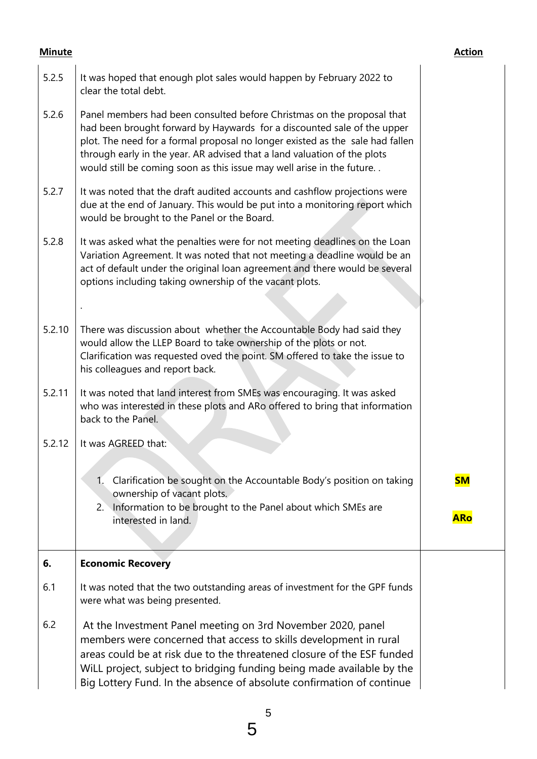| Minute | | Action |
|---|---|---|
| 5.2.5 | It was hoped that enough plot sales would happen by February 2022 to clear the total debt. | |
| 5.2.6 | Panel members had been consulted before Christmas on the proposal that had been brought forward by Haywards for a discounted sale of the upper plot. The need for a formal proposal no longer existed as the sale had fallen through early in the year. AR advised that a land valuation of the plots would still be coming soon as this issue may well arise in the future. . | |
| 5.2.7 | It was noted that the draft audited accounts and cashflow projections were due at the end of January. This would be put into a monitoring report which would be brought to the Panel or the Board. | |
| 5.2.8 | It was asked what the penalties were for not meeting deadlines on the Loan Variation Agreement. It was noted that not meeting a deadline would be an act of default under the original loan agreement and there would be several options including taking ownership of the vacant plots. <br><br> . | |
| 5.2.10 | There was discussion about whether the Accountable Body had said they would allow the LLEP Board to take ownership of the plots or not. Clarification was requested oved the point. SM offered to take the issue to his colleagues and report back. | |
| 5.2.11 | It was noted that land interest from SMEs was encouraging. It was asked who was interested in these plots and ARo offered to bring that information back to the Panel. | |
| 5.2.12 | It was AGREED that: <br><br> 1. Clarification be sought on the Accountable Body's position on taking ownership of vacant plots. <br> 2. Information to be brought to the Panel about which SMEs are interested in land. | **SM** <br><br> **ARo** |
| **6.** | **Economic Recovery** | |
| 6.1 | It was noted that the two outstanding areas of investment for the GPF funds were what was being presented. | |
| 6.2 | At the Investment Panel meeting on 3rd November 2020, panel members were concerned that access to skills development in rural areas could be at risk due to the threatened closure of the ESF funded WiLL project, subject to bridging funding being made available by the Big Lottery Fund. In the absence of absolute confirmation of continue | |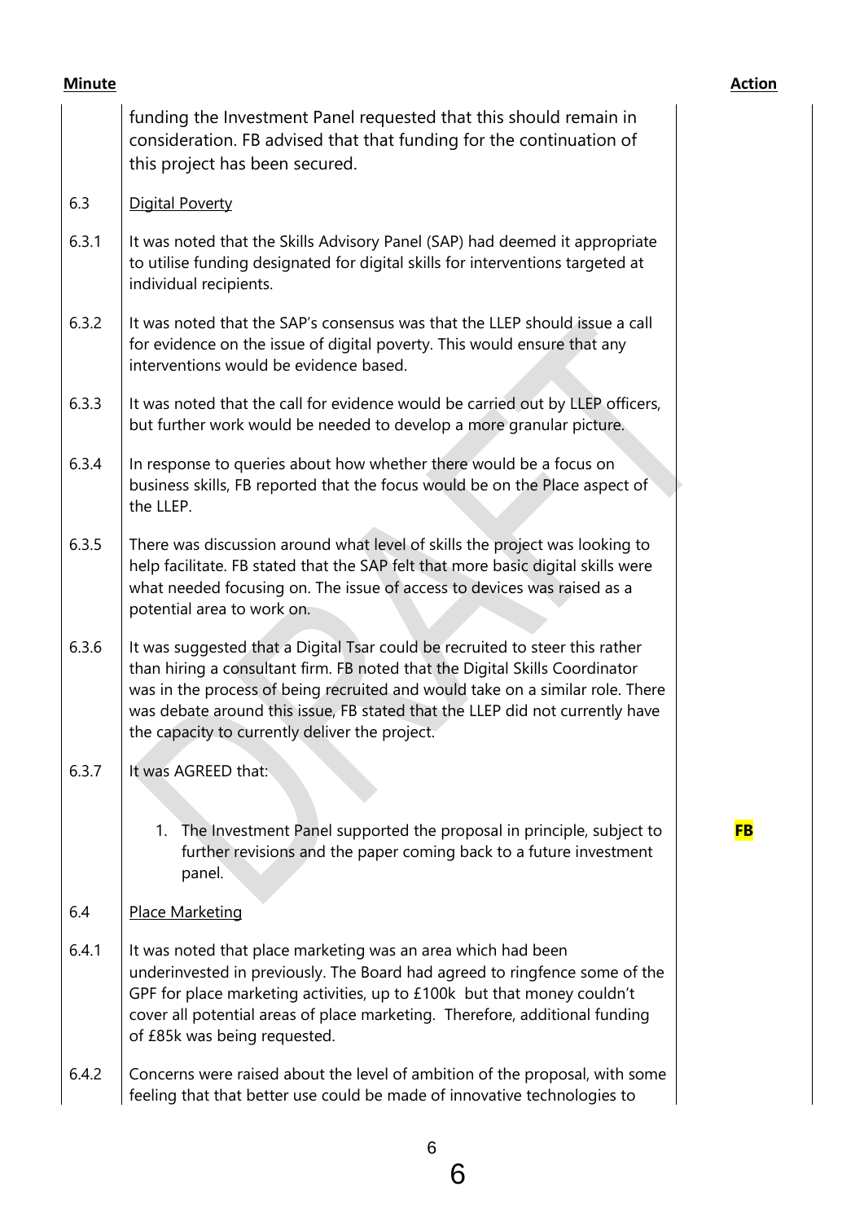| Minute | | Action |
|---|---|---|
| | funding the Investment Panel requested that this should remain in consideration. FB advised that that funding for the continuation of this project has been secured. | |
| 6.3 | Digital Poverty | |
| 6.3.1 | It was noted that the Skills Advisory Panel (SAP) had deemed it appropriate to utilise funding designated for digital skills for interventions targeted at individual recipients. | |
| 6.3.2 | It was noted that the SAP's consensus was that the LLEP should issue a call for evidence on the issue of digital poverty. This would ensure that any interventions would be evidence based. | |
| 6.3.3 | It was noted that the call for evidence would be carried out by LLEP officers, but further work would be needed to develop a more granular picture. | |
| 6.3.4 | In response to queries about how whether there would be a focus on business skills, FB reported that the focus would be on the Place aspect of the LLEP. | |
| 6.3.5 | There was discussion around what level of skills the project was looking to help facilitate. FB stated that the SAP felt that more basic digital skills were what needed focusing on. The issue of access to devices was raised as a potential area to work on. | |
| 6.3.6 | It was suggested that a Digital Tsar could be recruited to steer this rather than hiring a consultant firm. FB noted that the Digital Skills Coordinator was in the process of being recruited and would take on a similar role. There was debate around this issue, FB stated that the LLEP did not currently have the capacity to currently deliver the project. | |
| 6.3.7 | It was AGREED that:<br><br>1. The Investment Panel supported the proposal in principle, subject to further revisions and the paper coming back to a future investment panel. | **FB** |
| 6.4 | Place Marketing | |
| 6.4.1 | It was noted that place marketing was an area which had been underinvested in previously. The Board had agreed to ringfence some of the GPF for place marketing activities, up to £100k but that money couldn't cover all potential areas of place marketing. Therefore, additional funding of £85k was being requested. | |
| 6.4.2 | Concerns were raised about the level of ambition of the proposal, with some feeling that that better use could be made of innovative technologies to | |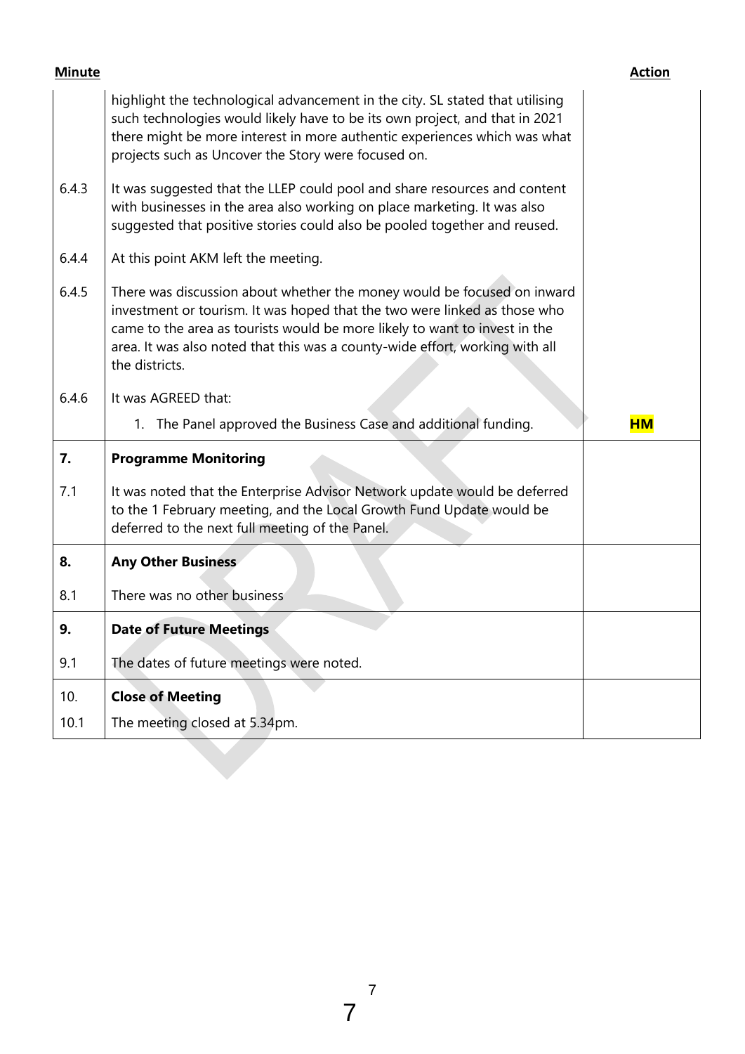| Minute | | Action |
|---|---|---|
| | highlight the technological advancement in the city. SL stated that utilising such technologies would likely have to be its own project, and that in 2021 there might be more interest in more authentic experiences which was what projects such as Uncover the Story were focused on. | |
| 6.4.3 | It was suggested that the LLEP could pool and share resources and content with businesses in the area also working on place marketing. It was also suggested that positive stories could also be pooled together and reused. | |
| 6.4.4 | At this point AKM left the meeting. | |
| 6.4.5 | There was discussion about whether the money would be focused on inward investment or tourism. It was hoped that the two were linked as those who came to the area as tourists would be more likely to want to invest in the area. It was also noted that this was a county-wide effort, working with all the districts. | |
| 6.4.6 | It was AGREED that: | |
| | 1. The Panel approved the Business Case and additional funding. | **HM** |
| **7.** | **Programme Monitoring** | |
| 7.1 | It was noted that the Enterprise Advisor Network update would be deferred to the 1 February meeting, and the Local Growth Fund Update would be deferred to the next full meeting of the Panel. | |
| **8.** | **Any Other Business** | |
| 8.1 | There was no other business | |
| **9.** | **Date of Future Meetings** | |
| 9.1 | The dates of future meetings were noted. | |
| 10. | **Close of Meeting** | |
| 10.1 | The meeting closed at 5.34pm. | |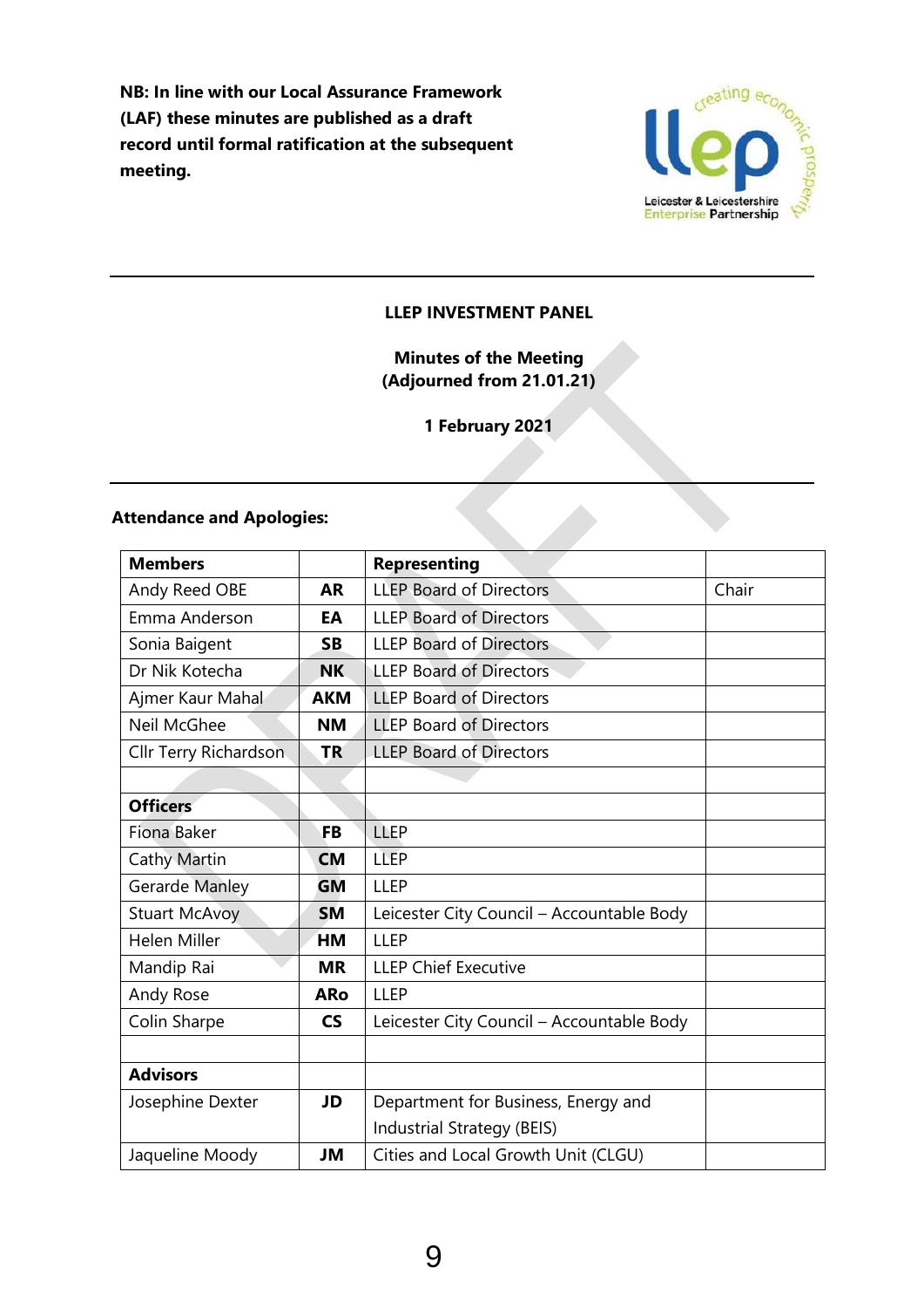**NB: In line with our Local Assurance Framework (LAF) these minutes are published as a draft record until formal ratification at the subsequent meeting.**

**LLEP INVESTMENT PANEL**

**Minutes of the Meeting**
**(Adjourned from 21.01.21)**

**1 February 2021**

**Attendance and Apologies:**

| Members | | Representing | |
|---|---|---|---|
| Andy Reed OBE | AR | LLEP Board of Directors | Chair |
| Emma Anderson | EA | LLEP Board of Directors | |
| Sonia Baigent | SB | LLEP Board of Directors | |
| Dr Nik Kotecha | NK | LLEP Board of Directors | |
| Ajmer Kaur Mahal | AKM | LLEP Board of Directors | |
| Neil McGhee | NM | LLEP Board of Directors | |
| Cllr Terry Richardson | TR | LLEP Board of Directors | |
| | | | |
| **Officers** | | | |
| Fiona Baker | FB | LLEP | |
| Cathy Martin | CM | LLEP | |
| Gerarde Manley | GM | LLEP | |
| Stuart McAvoy | SM | Leicester City Council – Accountable Body | |
| Helen Miller | HM | LLEP | |
| Mandip Rai | MR | LLEP Chief Executive | |
| Andy Rose | ARo | LLEP | |
| Colin Sharpe | CS | Leicester City Council – Accountable Body | |
| | | | |
| **Advisors** | | | |
| Josephine Dexter | JD | Department for Business, Energy and Industrial Strategy (BEIS) | |
| Jaqueline Moody | JM | Cities and Local Growth Unit (CLGU) | |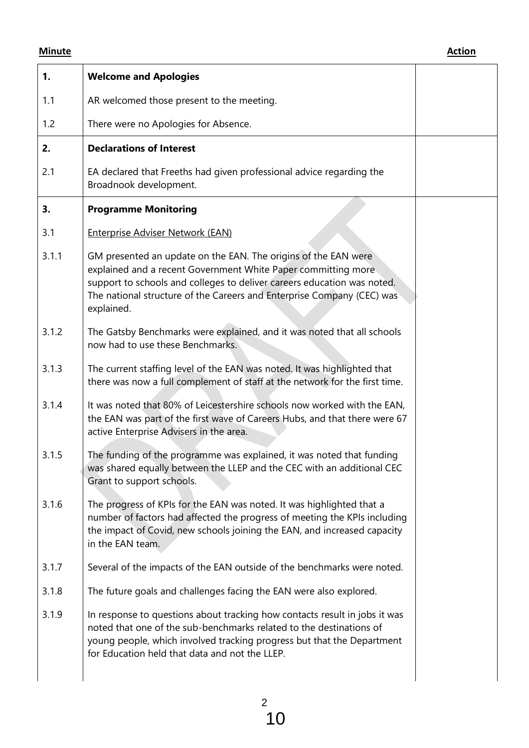| Minute | | Action |
|---|---|---|
| **1.** | **Welcome and Apologies** | |
| 1.1 | AR welcomed those present to the meeting. | |
| 1.2 | There were no Apologies for Absence. | |
| **2.** | **Declarations of Interest** | |
| 2.1 | EA declared that Freeths had given professional advice regarding the Broadnook development. | |
| **3.** | **Programme Monitoring** | |
| 3.1 | Enterprise Adviser Network (EAN) | |
| 3.1.1 | GM presented an update on the EAN. The origins of the EAN were explained and a recent Government White Paper committing more support to schools and colleges to deliver careers education was noted. The national structure of the Careers and Enterprise Company (CEC) was explained. | |
| 3.1.2 | The Gatsby Benchmarks were explained, and it was noted that all schools now had to use these Benchmarks. | |
| 3.1.3 | The current staffing level of the EAN was noted. It was highlighted that there was now a full complement of staff at the network for the first time. | |
| 3.1.4 | It was noted that 80% of Leicestershire schools now worked with the EAN, the EAN was part of the first wave of Careers Hubs, and that there were 67 active Enterprise Advisers in the area. | |
| 3.1.5 | The funding of the programme was explained, it was noted that funding was shared equally between the LLEP and the CEC with an additional CEC Grant to support schools. | |
| 3.1.6 | The progress of KPIs for the EAN was noted. It was highlighted that a number of factors had affected the progress of meeting the KPIs including the impact of Covid, new schools joining the EAN, and increased capacity in the EAN team. | |
| 3.1.7 | Several of the impacts of the EAN outside of the benchmarks were noted. | |
| 3.1.8 | The future goals and challenges facing the EAN were also explored. | |
| 3.1.9 | In response to questions about tracking how contacts result in jobs it was noted that one of the sub-benchmarks related to the destinations of young people, which involved tracking progress but that the Department for Education held that data and not the LLEP. | |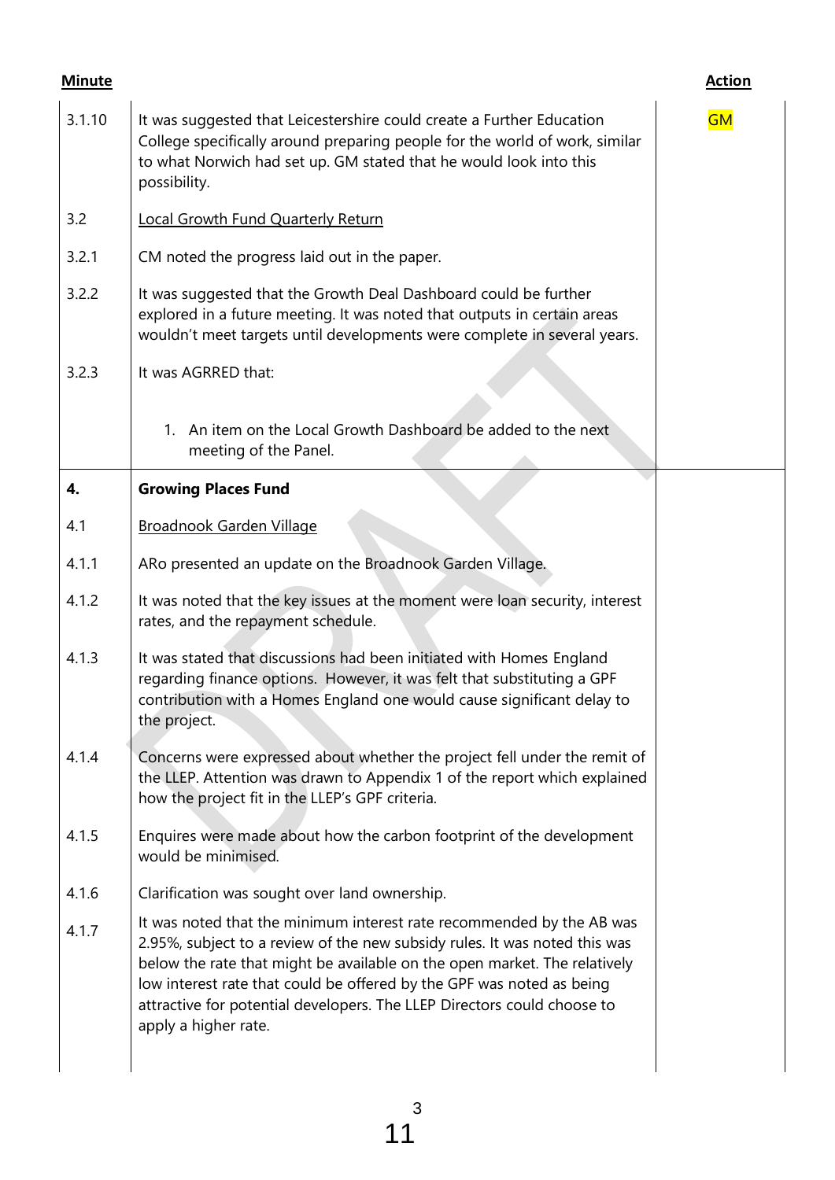| Minute | | Action |
|---|---|---|
| 3.1.10 | It was suggested that Leicestershire could create a Further Education College specifically around preparing people for the world of work, similar to what Norwich had set up. GM stated that he would look into this possibility. | GM |
| 3.2 | Local Growth Fund Quarterly Return | |
| 3.2.1 | CM noted the progress laid out in the paper. | |
| 3.2.2 | It was suggested that the Growth Deal Dashboard could be further explored in a future meeting. It was noted that outputs in certain areas wouldn't meet targets until developments were complete in several years. | |
| 3.2.3 | It was AGRRED that:<br><br>1. An item on the Local Growth Dashboard be added to the next meeting of the Panel. | |
| **4.** | **Growing Places Fund** | |
| 4.1 | Broadnook Garden Village | |
| 4.1.1 | ARo presented an update on the Broadnook Garden Village. | |
| 4.1.2 | It was noted that the key issues at the moment were loan security, interest rates, and the repayment schedule. | |
| 4.1.3 | It was stated that discussions had been initiated with Homes England regarding finance options. However, it was felt that substituting a GPF contribution with a Homes England one would cause significant delay to the project. | |
| 4.1.4 | Concerns were expressed about whether the project fell under the remit of the LLEP. Attention was drawn to Appendix 1 of the report which explained how the project fit in the LLEP's GPF criteria. | |
| 4.1.5 | Enquires were made about how the carbon footprint of the development would be minimised. | |
| 4.1.6 | Clarification was sought over land ownership. | |
| 4.1.7 | It was noted that the minimum interest rate recommended by the AB was 2.95%, subject to a review of the new subsidy rules. It was noted this was below the rate that might be available on the open market. The relatively low interest rate that could be offered by the GPF was noted as being attractive for potential developers. The LLEP Directors could choose to apply a higher rate. | |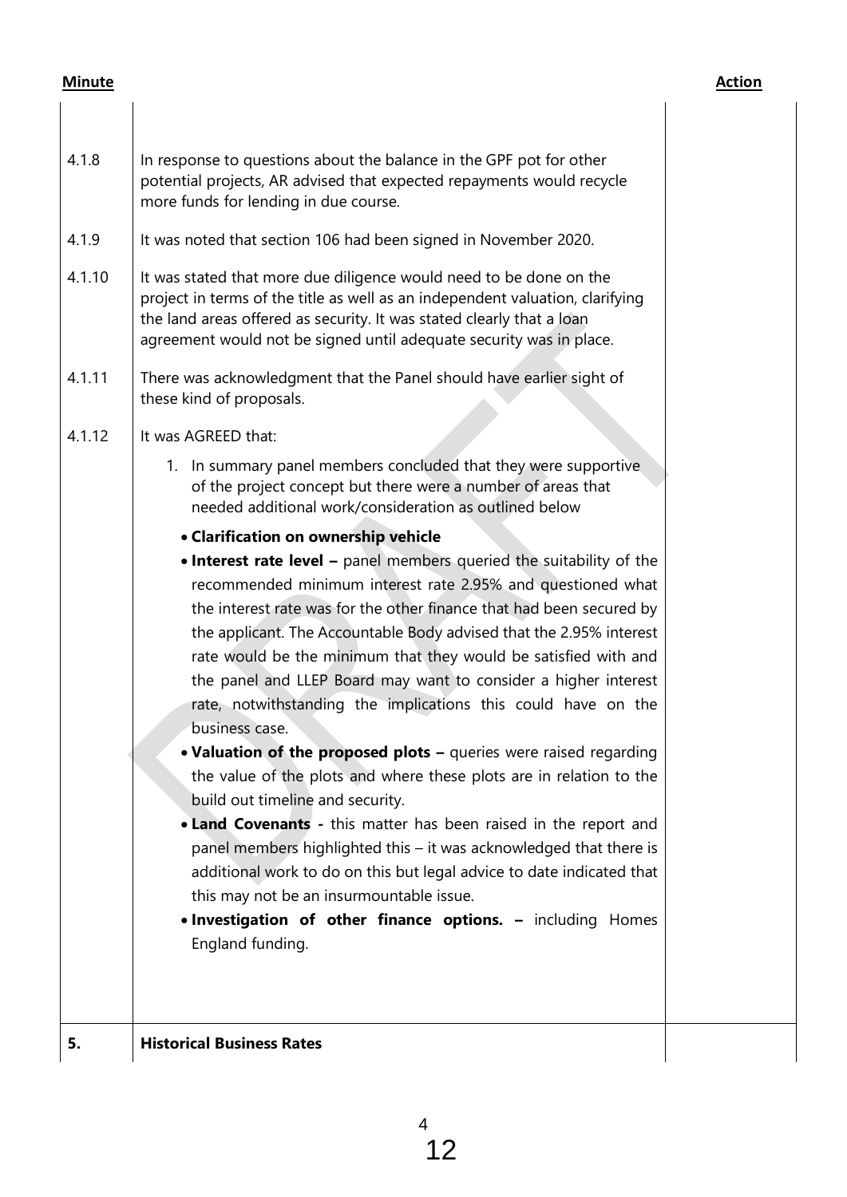| Minute | | Action |
|---|---|---|
| 4.1.8 | In response to questions about the balance in the GPF pot for other potential projects, AR advised that expected repayments would recycle more funds for lending in due course. | |
| 4.1.9 | It was noted that section 106 had been signed in November 2020. | |
| 4.1.10 | It was stated that more due diligence would need to be done on the project in terms of the title as well as an independent valuation, clarifying the land areas offered as security. It was stated clearly that a loan agreement would not be signed until adequate security was in place. | |
| 4.1.11 | There was acknowledgment that the Panel should have earlier sight of these kind of proposals. | |
| 4.1.12 | It was AGREED that:<br><br>1. In summary panel members concluded that they were supportive of the project concept but there were a number of areas that needed additional work/consideration as outlined below<br><br>• **Clarification on ownership vehicle**<br>• **Interest rate level –** panel members queried the suitability of the recommended minimum interest rate 2.95% and questioned what the interest rate was for the other finance that had been secured by the applicant. The Accountable Body advised that the 2.95% interest rate would be the minimum that they would be satisfied with and the panel and LLEP Board may want to consider a higher interest rate, notwithstanding the implications this could have on the business case.<br>• **Valuation of the proposed plots –** queries were raised regarding the value of the plots and where these plots are in relation to the build out timeline and security.<br>• **Land Covenants -** this matter has been raised in the report and panel members highlighted this – it was acknowledged that there is additional work to do on this but legal advice to date indicated that this may not be an insurmountable issue.<br>• **Investigation of other finance options. –** including Homes England funding. | |
| **5.** | **Historical Business Rates** | |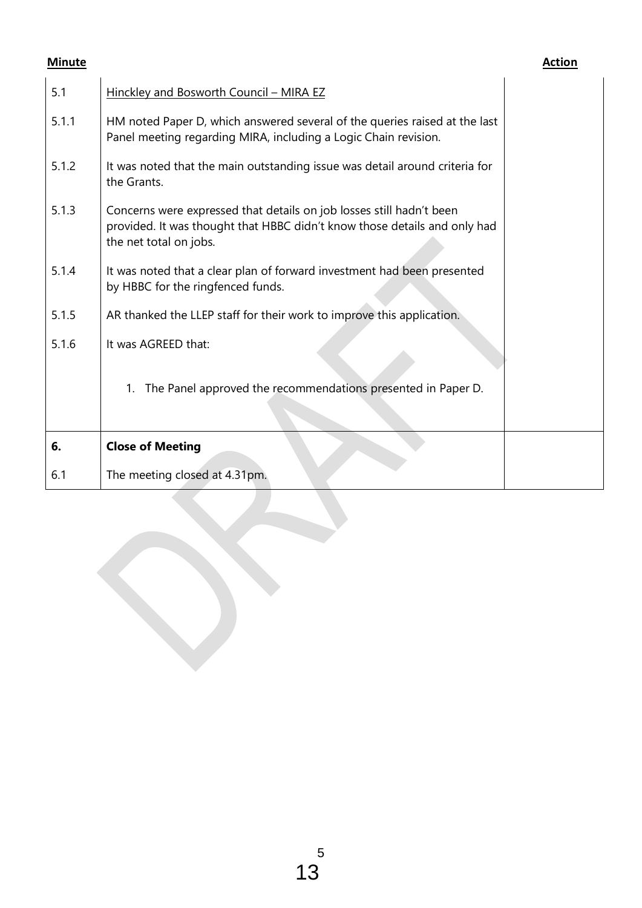| Minute | | Action |
|---|---|---|
| 5.1 | Hinckley and Bosworth Council – MIRA EZ | |
| 5.1.1 | HM noted Paper D, which answered several of the queries raised at the last Panel meeting regarding MIRA, including a Logic Chain revision. | |
| 5.1.2 | It was noted that the main outstanding issue was detail around criteria for the Grants. | |
| 5.1.3 | Concerns were expressed that details on job losses still hadn't been provided. It was thought that HBBC didn't know those details and only had the net total on jobs. | |
| 5.1.4 | It was noted that a clear plan of forward investment had been presented by HBBC for the ringfenced funds. | |
| 5.1.5 | AR thanked the LLEP staff for their work to improve this application. | |
| 5.1.6 | It was AGREED that:<br><br>1. The Panel approved the recommendations presented in Paper D. | |
| **6.** | **Close of Meeting** | |
| 6.1 | The meeting closed at 4.31pm. | |

DRAFT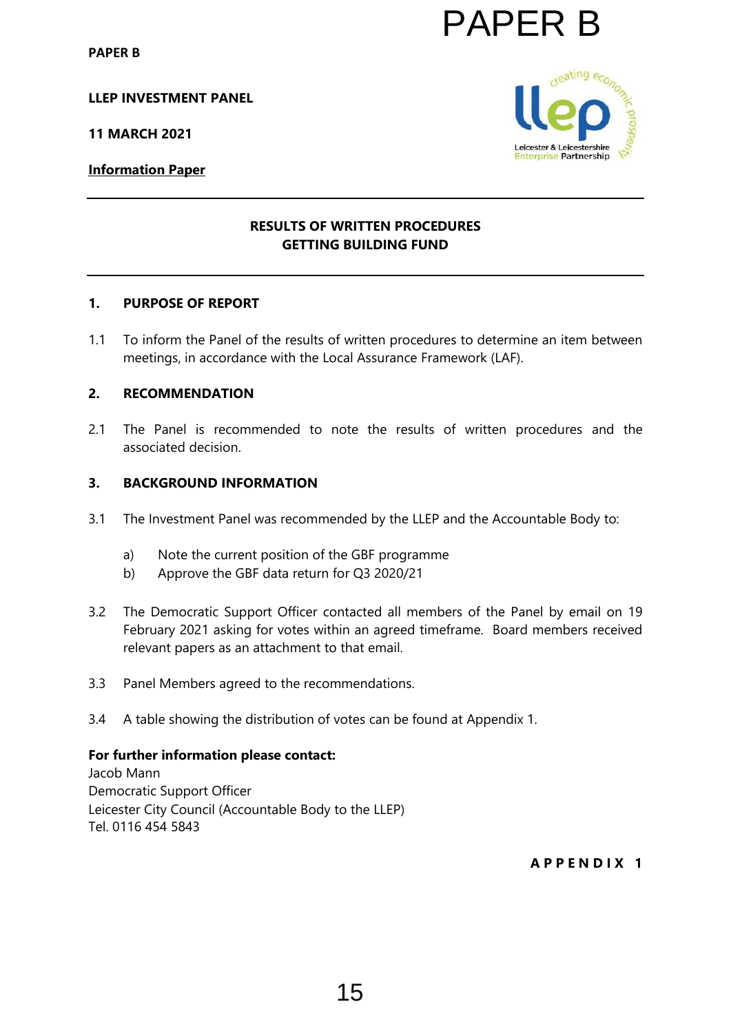PAPER B

PAPER B

**LLEP INVESTMENT PANEL**

**11 MARCH 2021**

**Information Paper**

---

**RESULTS OF WRITTEN PROCEDURES**
**GETTING BUILDING FUND**

---

## 1. PURPOSE OF REPORT

1.1 To inform the Panel of the results of written procedures to determine an item between meetings, in accordance with the Local Assurance Framework (LAF).

## 2. RECOMMENDATION

2.1 The Panel is recommended to note the results of written procedures and the associated decision.

## 3. BACKGROUND INFORMATION

3.1 The Investment Panel was recommended by the LLEP and the Accountable Body to:

   a) Note the current position of the GBF programme
   b) Approve the GBF data return for Q3 2020/21

3.2 The Democratic Support Officer contacted all members of the Panel by email on 19 February 2021 asking for votes within an agreed timeframe. Board members received relevant papers as an attachment to that email.

3.3 Panel Members agreed to the recommendations.

3.4 A table showing the distribution of votes can be found at Appendix 1.

**For further information please contact:**
Jacob Mann
Democratic Support Officer
Leicester City Council (Accountable Body to the LLEP)
Tel. 0116 454 5843

**APPENDIX 1**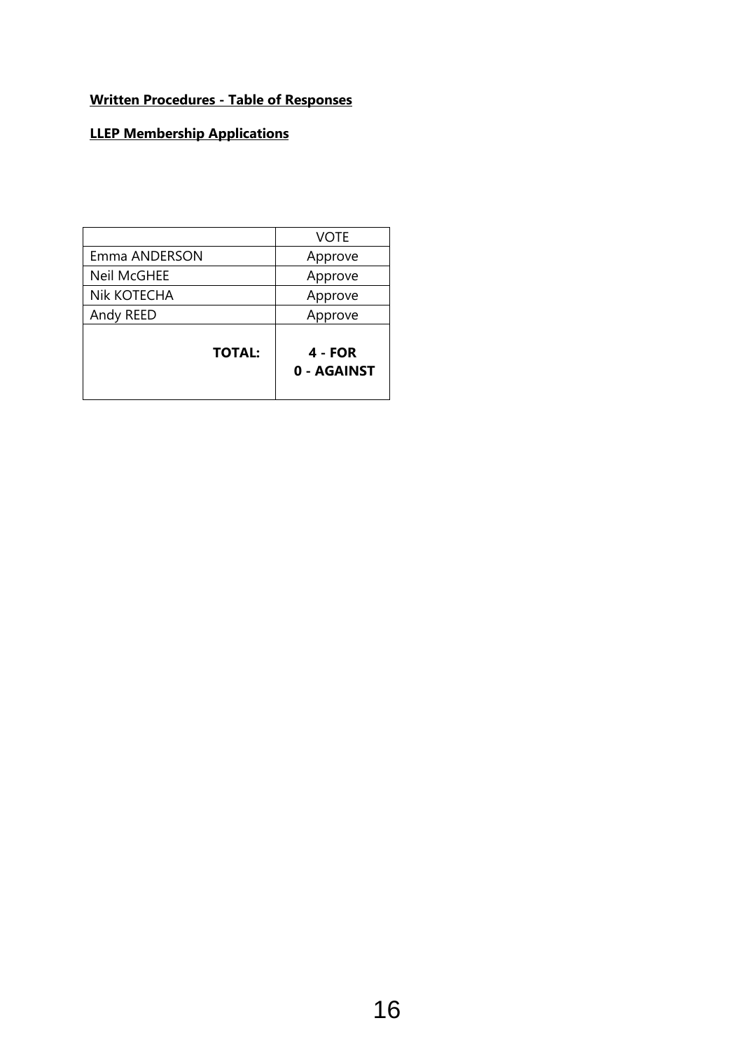**Written Procedures - Table of Responses**

**LLEP Membership Applications**

| | VOTE |
|---|---|
| Emma ANDERSON | Approve |
| Neil McGHEE | Approve |
| Nik KOTECHA | Approve |
| Andy REED | Approve |
| **TOTAL:** | **4 - FOR 0 - AGAINST** |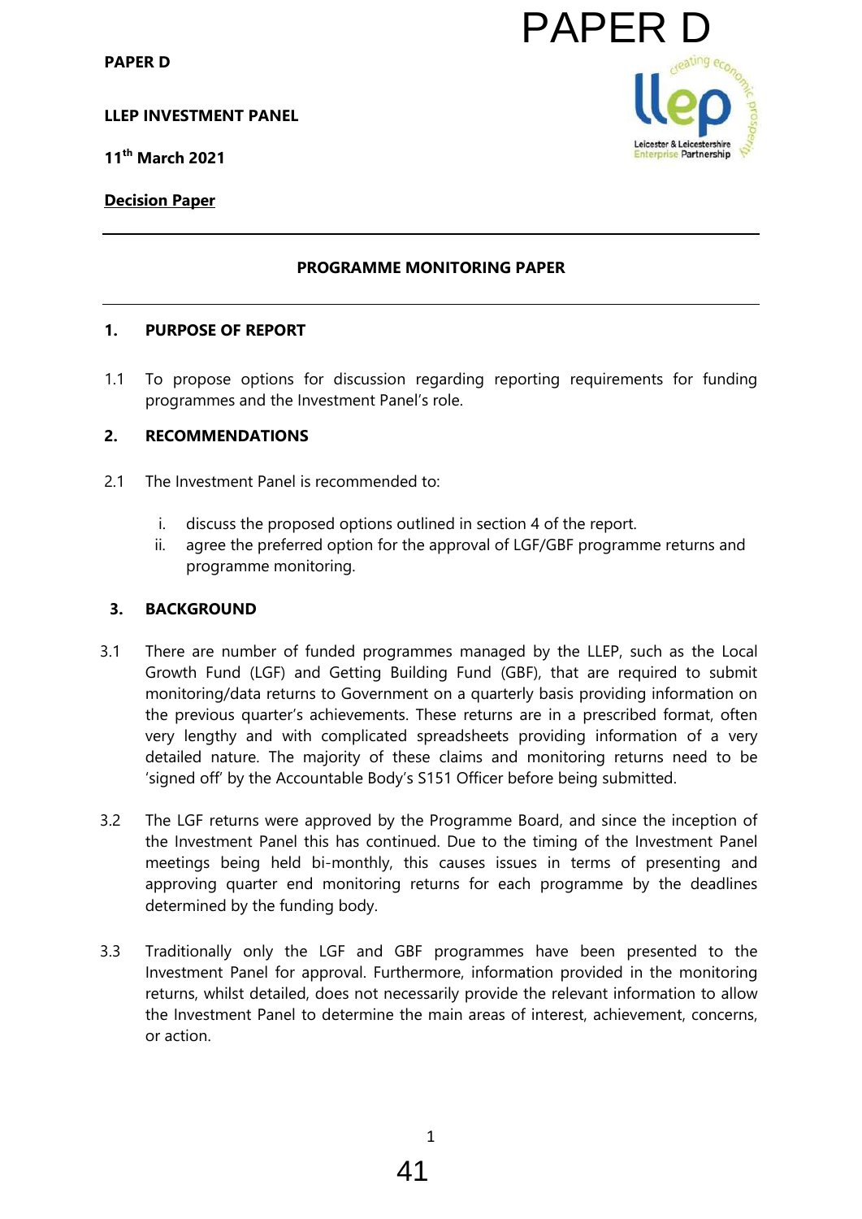PAPER D

**PAPER D**

**LLEP INVESTMENT PANEL**

**11th March 2021**

**Decision Paper**

---

**PROGRAMME MONITORING PAPER**

---

## 1. PURPOSE OF REPORT

1.1 To propose options for discussion regarding reporting requirements for funding programmes and the Investment Panel's role.

## 2. RECOMMENDATIONS

2.1 The Investment Panel is recommended to:

i. discuss the proposed options outlined in section 4 of the report.
ii. agree the preferred option for the approval of LGF/GBF programme returns and programme monitoring.

## 3. BACKGROUND

3.1 There are number of funded programmes managed by the LLEP, such as the Local Growth Fund (LGF) and Getting Building Fund (GBF), that are required to submit monitoring/data returns to Government on a quarterly basis providing information on the previous quarter's achievements. These returns are in a prescribed format, often very lengthy and with complicated spreadsheets providing information of a very detailed nature. The majority of these claims and monitoring returns need to be 'signed off' by the Accountable Body's S151 Officer before being submitted.

3.2 The LGF returns were approved by the Programme Board, and since the inception of the Investment Panel this has continued. Due to the timing of the Investment Panel meetings being held bi-monthly, this causes issues in terms of presenting and approving quarter end monitoring returns for each programme by the deadlines determined by the funding body.

3.3 Traditionally only the LGF and GBF programmes have been presented to the Investment Panel for approval. Furthermore, information provided in the monitoring returns, whilst detailed, does not necessarily provide the relevant information to allow the Investment Panel to determine the main areas of interest, achievement, concerns, or action.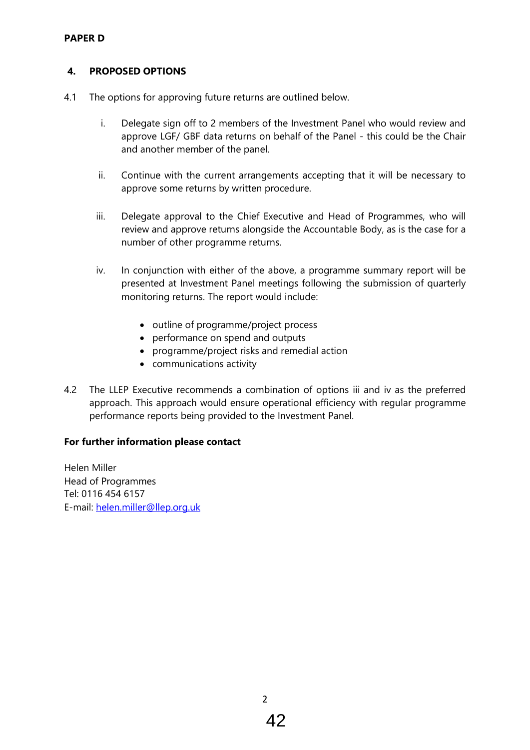**PAPER D**

## 4. PROPOSED OPTIONS

4.1 The options for approving future returns are outlined below.

i. Delegate sign off to 2 members of the Investment Panel who would review and approve LGF/ GBF data returns on behalf of the Panel - this could be the Chair and another member of the panel.

ii. Continue with the current arrangements accepting that it will be necessary to approve some returns by written procedure.

iii. Delegate approval to the Chief Executive and Head of Programmes, who will review and approve returns alongside the Accountable Body, as is the case for a number of other programme returns.

iv. In conjunction with either of the above, a programme summary report will be presented at Investment Panel meetings following the submission of quarterly monitoring returns. The report would include:

- outline of programme/project process
- performance on spend and outputs
- programme/project risks and remedial action
- communications activity

4.2 The LLEP Executive recommends a combination of options iii and iv as the preferred approach. This approach would ensure operational efficiency with regular programme performance reports being provided to the Investment Panel.

**For further information please contact**

Helen Miller
Head of Programmes
Tel: 0116 454 6157
E-mail: helen.miller@llep.org.uk